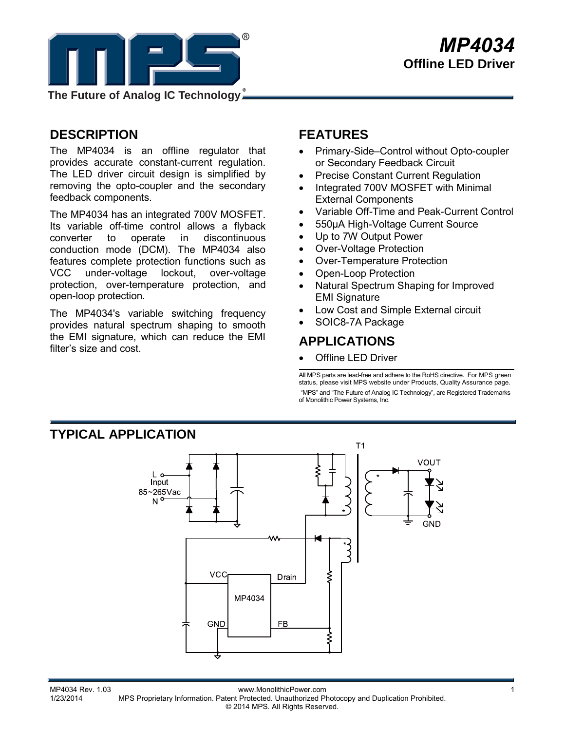# MP4034

**Offline LED Driver**

## DESCRIPTION

The MP4034 is an offline regulator that provides accurate constant-current regulation. The LED driver circuit design is simplified by removing the opto-coupler and the secondary feedback components.

The MP4034 has an integrated 700V MOSFET. Its variable off-time control allows a flyback converter to operate in discontinuous conduction mode (DCM). The MP4034 also features complete protection functions such as VCC under-voltage lockout, over-voltage protection, over-temperature protection, and open-loop protection.

The MP4034's variable switching frequency provides natural spectrum shaping to smooth the EMI signature, which can reduce the EMI filter's size and cost.

## FEATURES

- Primary-Side–Control without Opto-coupler or Secondary Feedback Circuit
- Precise Constant Current Regulation
- Integrated 700V MOSFET with Minimal External Components
- Variable Off-Time and Peak-Current Control
- 550µA High-Voltage Current Source
- Up to 7W Output Power
- Over-Voltage Protection
- Over-Temperature Protection
- Open-Loop Protection
- Natural Spectrum Shaping for Improved EMI Signature
- Low Cost and Simple External circuit
- SOIC8-7A Package

## APPLICATIONS

- Offline LED Driver

All MPS parts are lead-free and adhere to the RoHS directive. For MPS green status, please visit MPS website under Products, Quality Assurance page.

"MPS" and "The Future of Analog IC Technology", are Registered Trademarks of Monolithic Power Systems, Inc.

## TYPICAL APPLICATION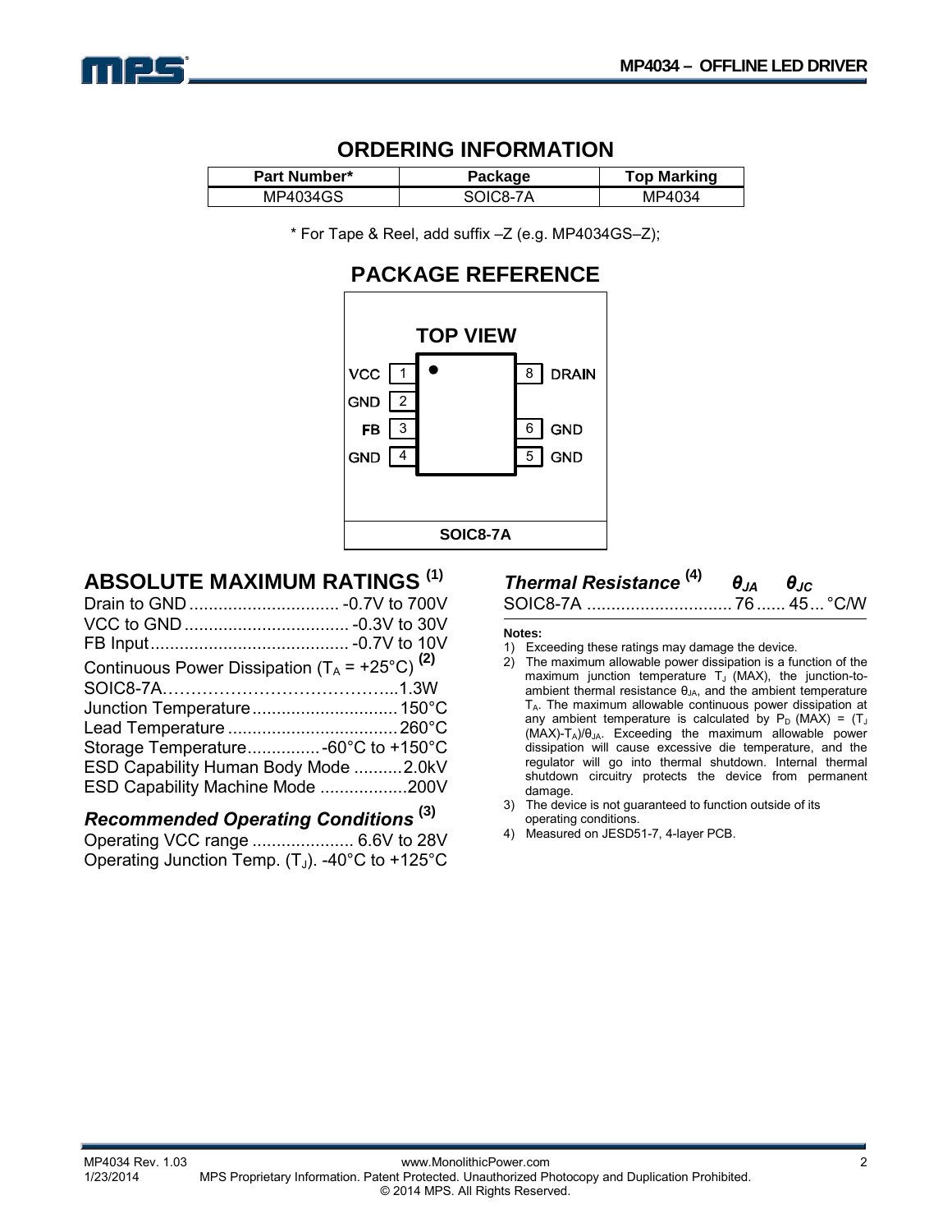## ORDERING INFORMATION

| Part Number* | Package | Top Marking |
|---|---|---|
| MP4034GS | SOIC8-7A | MP4034 |

\* For Tape & Reel, add suffix –Z (e.g. MP4034GS–Z);

## PACKAGE REFERENCE

TOP VIEW

| Pin | Name | Pin | Name |
|---|---|---|---|
| 1 | VCC | 8 | DRAIN |
| 2 | GND | | |
| 3 | FB | 6 | GND |
| 4 | GND | 5 | GND |

SOIC8-7A

## ABSOLUTE MAXIMUM RATINGS [1]

Drain to GND ............................... -0.7V to 700V
VCC to GND .................................. -0.3V to 30V
FB Input ......................................... -0.7V to 10V
Continuous Power Dissipation ($T_A$ = +25°C) [2]
SOIC8-7A…………………………………...1.3W
Junction Temperature .............................. 150°C
Lead Temperature ................................... 260°C
Storage Temperature............... -60°C to +150°C
ESD Capability Human Body Mode ..........2.0kV
ESD Capability Machine Mode ..................200V

### *Recommended Operating Conditions* [3]

Operating VCC range ..................... 6.6V to 28V
Operating Junction Temp. ($T_J$). -40°C to +125°C

### *Thermal Resistance* [4]

| | $\theta_{JA}$ | $\theta_{JC}$ | |
|---|---|---|---|
| SOIC8-7A | 76 | 45 | °C/W |

**Notes:**

1) Exceeding these ratings may damage the device.
2) The maximum allowable power dissipation is a function of the maximum junction temperature $T_J$ (MAX), the junction-to-ambient thermal resistance $\theta_{JA}$, and the ambient temperature $T_A$. The maximum allowable continuous power dissipation at any ambient temperature is calculated by $P_D$ (MAX) = ($T_J$ (MAX)-$T_A$)/$\theta_{JA}$. Exceeding the maximum allowable power dissipation will cause excessive die temperature, and the regulator will go into thermal shutdown. Internal thermal shutdown circuitry protects the device from permanent damage.
3) The device is not guaranteed to function outside of its operating conditions.
4) Measured on JESD51-7, 4-layer PCB.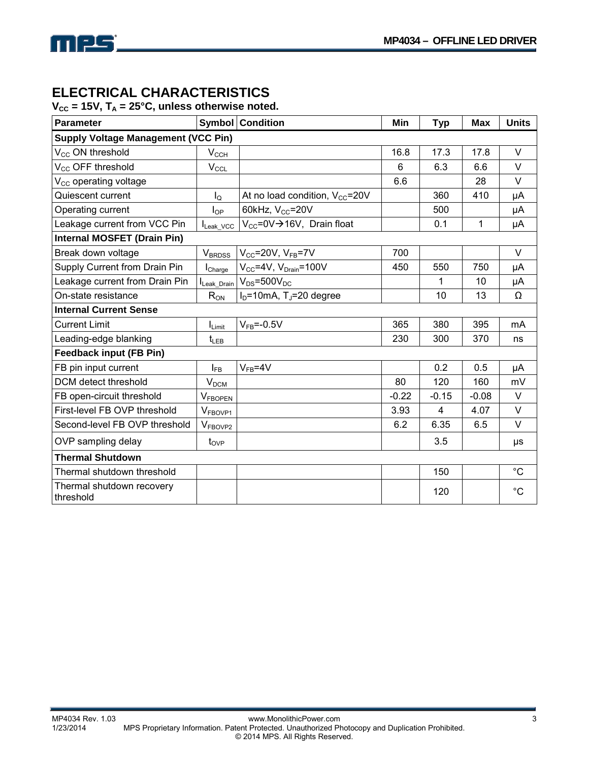## ELECTRICAL CHARACTERISTICS

**$V_{CC}$ = 15V, $T_A$ = 25°C, unless otherwise noted.**

| Parameter | Symbol | Condition | Min | Typ | Max | Units |
|---|---|---|---|---|---|---|
| **Supply Voltage Management (VCC Pin)** | | | | | | |
| $V_{CC}$ ON threshold | $V_{CCH}$ | | 16.8 | 17.3 | 17.8 | V |
| $V_{CC}$ OFF threshold | $V_{CCL}$ | | 6 | 6.3 | 6.6 | V |
| $V_{CC}$ operating voltage | | | 6.6 | | 28 | V |
| Quiescent current | $I_Q$ | At no load condition, $V_{CC}$=20V | | 360 | 410 | μA |
| Operating current | $I_{OP}$ | 60kHz, $V_{CC}$=20V | | 500 | | μA |
| Leakage current from VCC Pin | $I_{Leak\_VCC}$ | $V_{CC}$=0V→16V, Drain float | | 0.1 | 1 | μA |
| **Internal MOSFET (Drain Pin)** | | | | | | |
| Break down voltage | $V_{BRDSS}$ | $V_{CC}$=20V, $V_{FB}$=7V | 700 | | | V |
| Supply Current from Drain Pin | $I_{Charge}$ | $V_{CC}$=4V, $V_{Drain}$=100V | 450 | 550 | 750 | μA |
| Leakage current from Drain Pin | $I_{Leak\_Drain}$ | $V_{DS}$=500$V_{DC}$ | | 1 | 10 | μA |
| On-state resistance | $R_{ON}$ | $I_D$=10mA, $T_J$=20 degree | | 10 | 13 | Ω |
| **Internal Current Sense** | | | | | | |
| Current Limit | $I_{Limit}$ | $V_{FB}$=-0.5V | 365 | 380 | 395 | mA |
| Leading-edge blanking | $t_{LEB}$ | | 230 | 300 | 370 | ns |
| **Feedback input (FB Pin)** | | | | | | |
| FB pin input current | $I_{FB}$ | $V_{FB}$=4V | | 0.2 | 0.5 | μA |
| DCM detect threshold | $V_{DCM}$ | | 80 | 120 | 160 | mV |
| FB open-circuit threshold | $V_{FBOPEN}$ | | -0.22 | -0.15 | -0.08 | V |
| First-level FB OVP threshold | $V_{FBOVP1}$ | | 3.93 | 4 | 4.07 | V |
| Second-level FB OVP threshold | $V_{FBOVP2}$ | | 6.2 | 6.35 | 6.5 | V |
| OVP sampling delay | $t_{OVP}$ | | | 3.5 | | μs |
| **Thermal Shutdown** | | | | | | |
| Thermal shutdown threshold | | | | 150 | | °C |
| Thermal shutdown recovery threshold | | | | 120 | | °C |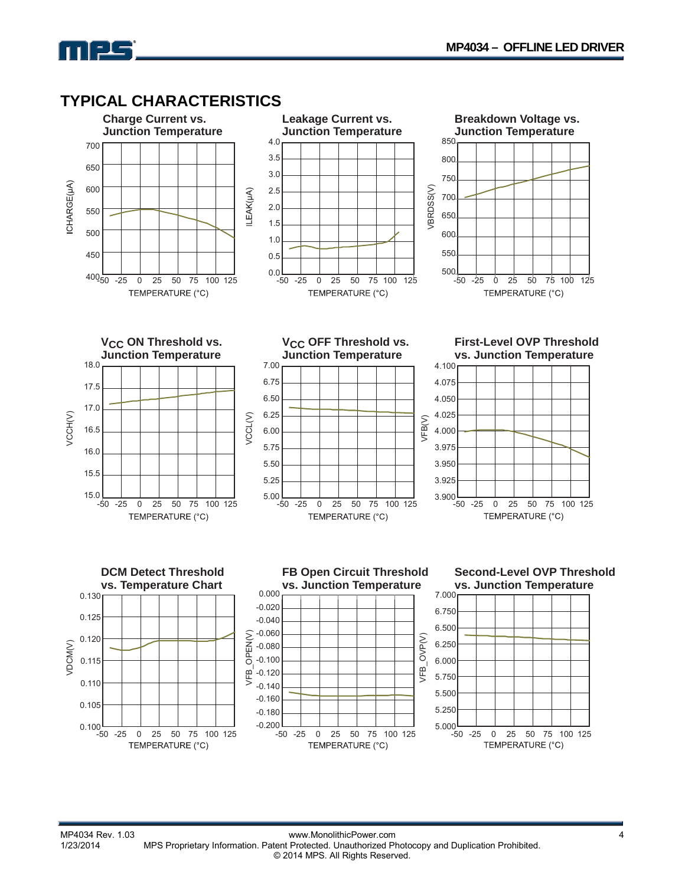## TYPICAL CHARACTERISTICS

**Charge Current vs. Junction Temperature**

ICHARGE(µA) vs. TEMPERATURE (°C)

**Leakage Current vs. Junction Temperature**

ILEAK(µA) vs. TEMPERATURE (°C)

**Breakdown Voltage vs. Junction Temperature**

VBRDSS(V) vs. TEMPERATURE (°C)

**$V_{CC}$ ON Threshold vs. Junction Temperature**

VCCH(V) vs. TEMPERATURE (°C)

**$V_{CC}$ OFF Threshold vs. Junction Temperature**

VCCL(V) vs. TEMPERATURE (°C)

**First-Level OVP Threshold vs. Junction Temperature**

VFB(V) vs. TEMPERATURE (°C)

**DCM Detect Threshold vs. Temperature Chart**

VDCM(V) vs. TEMPERATURE (°C)

**FB Open Circuit Threshold vs. Junction Temperature**

VFB_OPEN(V) vs. TEMPERATURE (°C)

**Second-Level OVP Threshold vs. Junction Temperature**

VFB_OVP(V) vs. TEMPERATURE (°C)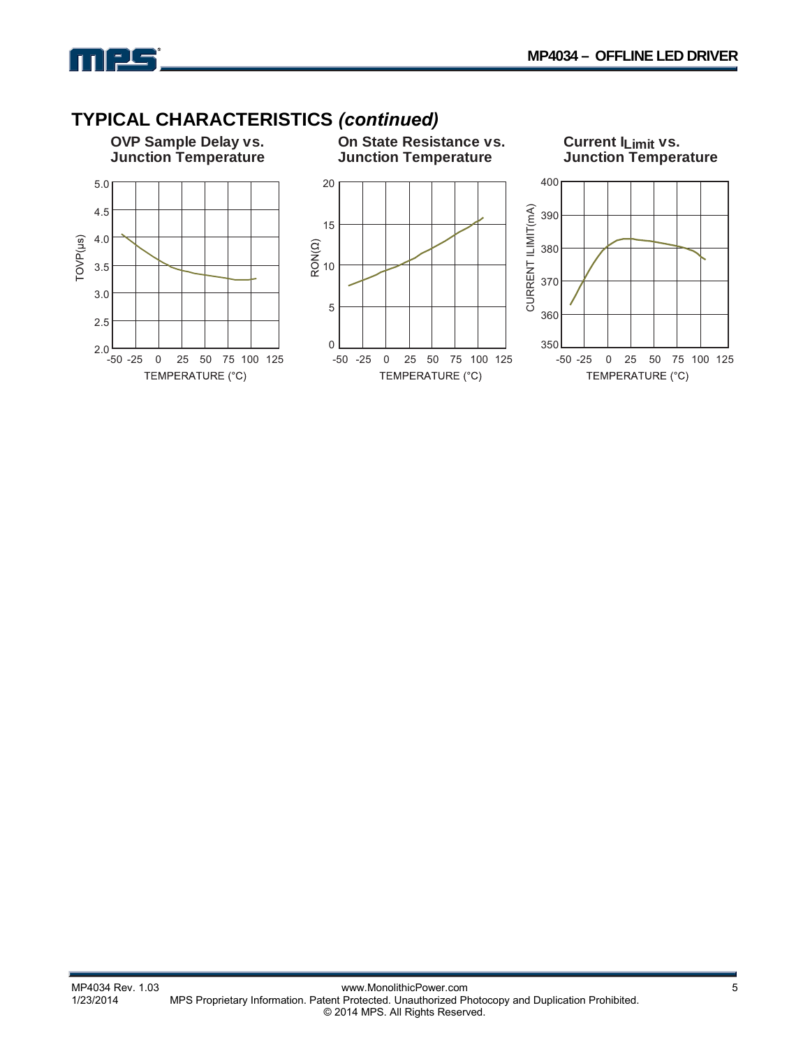## TYPICAL CHARACTERISTICS *(continued)*

**OVP Sample Delay vs. Junction Temperature**

**On State Resistance vs. Junction Temperature**

**Current $I_{Limit}$ vs. Junction Temperature**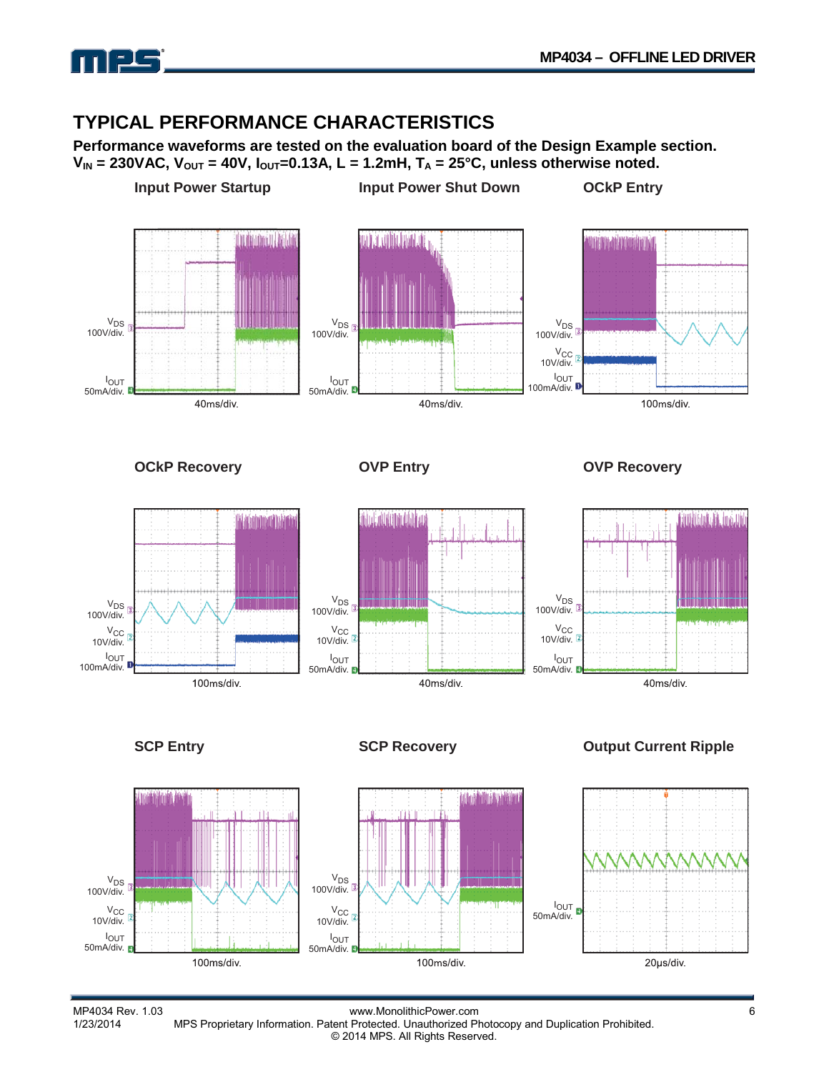## TYPICAL PERFORMANCE CHARACTERISTICS

**Performance waveforms are tested on the evaluation board of the Design Example section. $V_{IN}$ = 230VAC, $V_{OUT}$ = 40V, $I_{OUT}$=0.13A, L = 1.2mH, $T_A$ = 25°C, unless otherwise noted.**

**Input Power Startup**

$V_{DS}$ 100V/div.
$I_{OUT}$ 50mA/div.
40ms/div.

**Input Power Shut Down**

$V_{DS}$ 100V/div.
$I_{OUT}$ 50mA/div.
40ms/div.

**OCkP Entry**

$V_{DS}$ 100V/div.
$V_{CC}$ 10V/div.
$I_{OUT}$ 100mA/div.
100ms/div.

**OCkP Recovery**

$V_{DS}$ 100V/div.
$V_{CC}$ 10V/div.
$I_{OUT}$ 100mA/div.
100ms/div.

**OVP Entry**

$V_{DS}$ 100V/div.
$V_{CC}$ 10V/div.
$I_{OUT}$ 50mA/div.
40ms/div.

**OVP Recovery**

$V_{DS}$ 100V/div.
$V_{CC}$ 10V/div.
$I_{OUT}$ 50mA/div.
40ms/div.

**SCP Entry**

$V_{DS}$ 100V/div.
$V_{CC}$ 10V/div.
$I_{OUT}$ 50mA/div.
100ms/div.

**SCP Recovery**

$V_{DS}$ 100V/div.
$V_{CC}$ 10V/div.
$I_{OUT}$ 50mA/div.
100ms/div.

**Output Current Ripple**

$I_{OUT}$ 50mA/div.
20μs/div.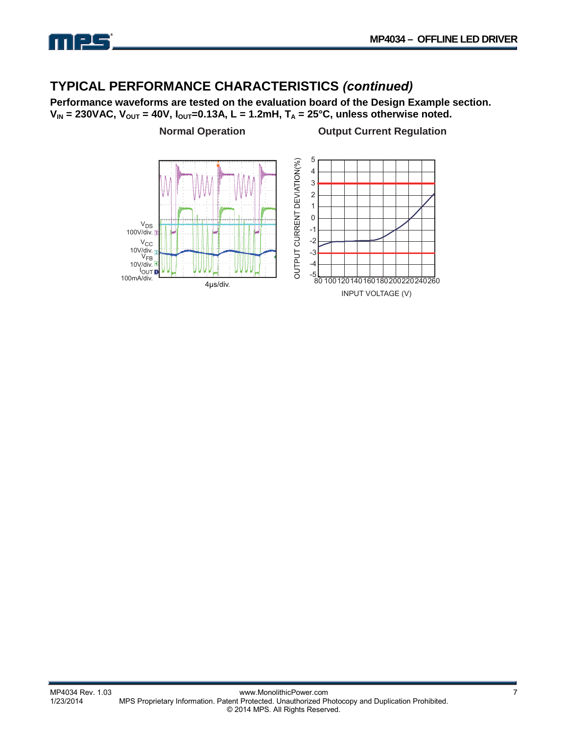## TYPICAL PERFORMANCE CHARACTERISTICS *(continued)*

**Performance waveforms are tested on the evaluation board of the Design Example section.**
**$V_{IN}$ = 230VAC, $V_{OUT}$ = 40V, $I_{OUT}$=0.13A, L = 1.2mH, $T_A$ = 25°C, unless otherwise noted.**

**Normal Operation**

$V_{DS}$ 100V/div.
$V_{CC}$ 10V/div.
$V_{FB}$ 10V/div.
$I_{OUT}$ 100mA/div.

4μs/div.

**Output Current Regulation**

OUTPUT CURRENT DEVIATION(%)

INPUT VOLTAGE (V)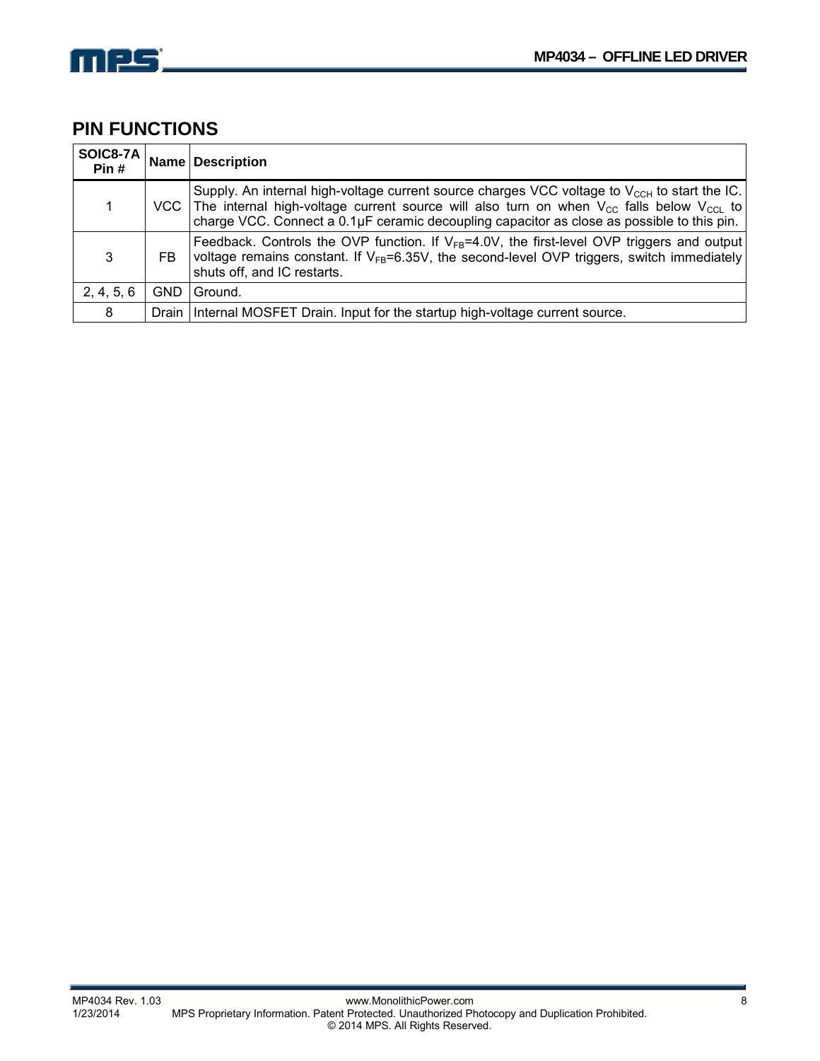## PIN FUNCTIONS

| SOIC8-7A Pin # | Name | Description |
|---|---|---|
| 1 | VCC | Supply. An internal high-voltage current source charges VCC voltage to $V_{CCH}$ to start the IC. The internal high-voltage current source will also turn on when $V_{CC}$ falls below $V_{CCL}$ to charge VCC. Connect a 0.1μF ceramic decoupling capacitor as close as possible to this pin. |
| 3 | FB | Feedback. Controls the OVP function. If $V_{FB}$=4.0V, the first-level OVP triggers and output voltage remains constant. If $V_{FB}$=6.35V, the second-level OVP triggers, switch immediately shuts off, and IC restarts. |
| 2, 4, 5, 6 | GND | Ground. |
| 8 | Drain | Internal MOSFET Drain. Input for the startup high-voltage current source. |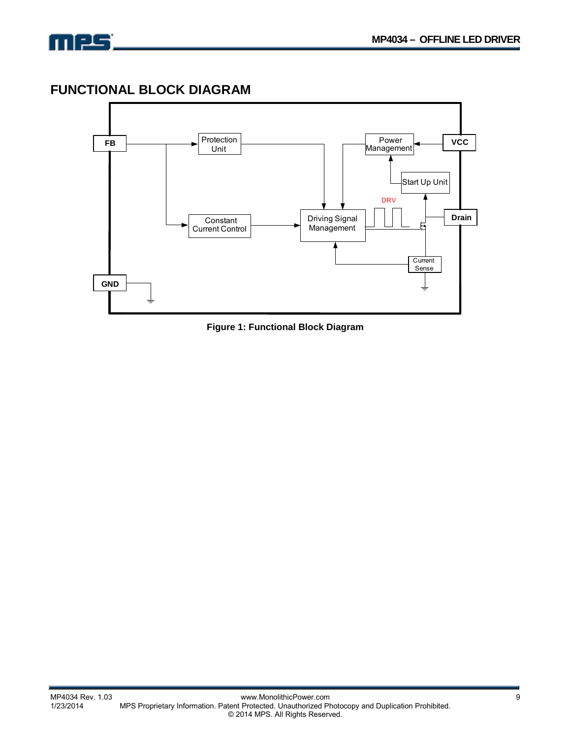## FUNCTIONAL BLOCK DIAGRAM

**Figure 1: Functional Block Diagram**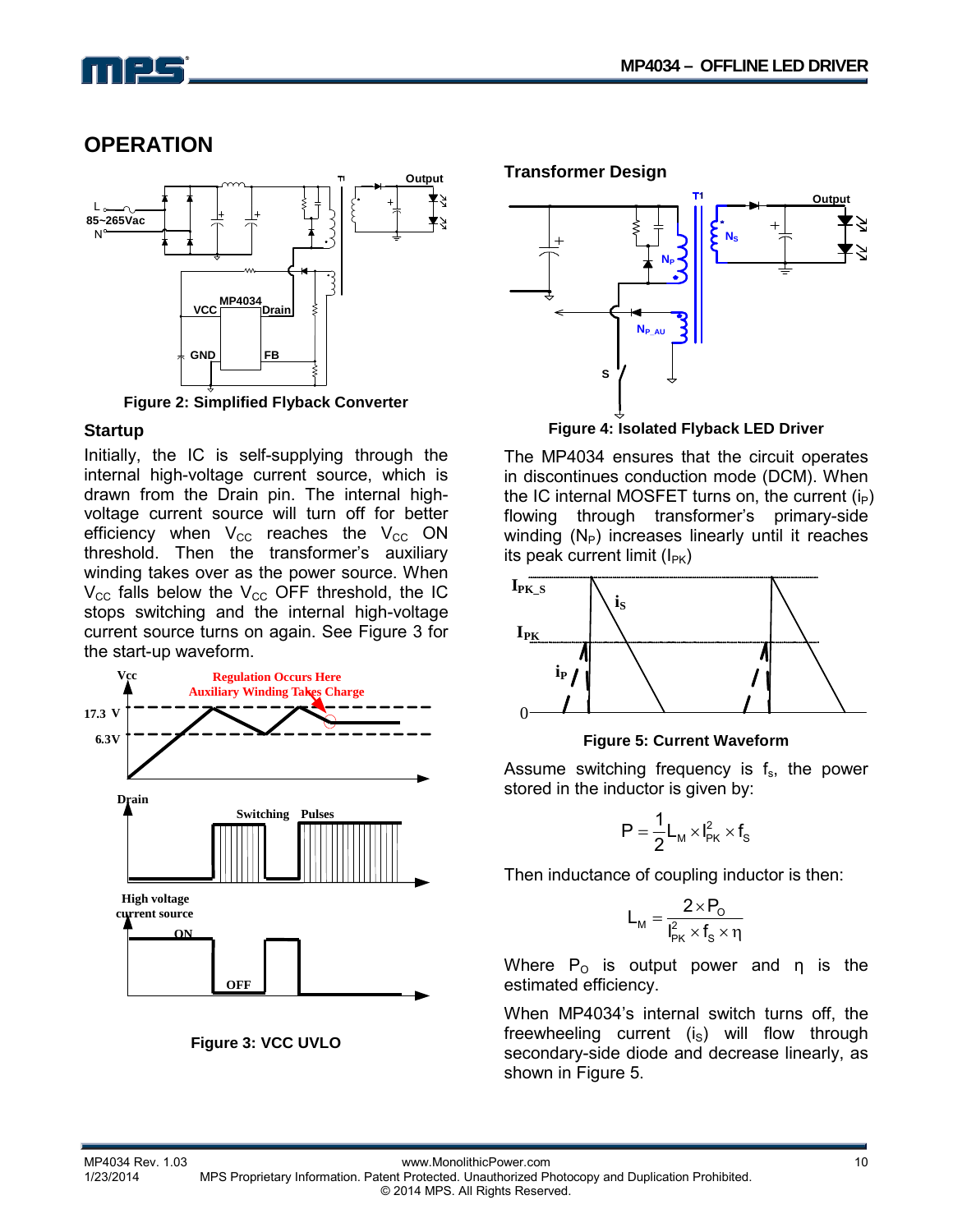## OPERATION

Figure 2: Simplified Flyback Converter

### Startup

Initially, the IC is self-supplying through the internal high-voltage current source, which is drawn from the Drain pin. The internal high-voltage current source will turn off for better efficiency when $V_{CC}$ reaches the $V_{CC}$ ON threshold. Then the transformer's auxiliary winding takes over as the power source. When $V_{CC}$ falls below the $V_{CC}$ OFF threshold, the IC stops switching and the internal high-voltage current source turns on again. See Figure 3 for the start-up waveform.

Figure 3: VCC UVLO

### Transformer Design

Figure 4: Isolated Flyback LED Driver

The MP4034 ensures that the circuit operates in discontinues conduction mode (DCM). When the IC internal MOSFET turns on, the current ($i_P$) flowing through transformer's primary-side winding ($N_P$) increases linearly until it reaches its peak current limit ($I_{PK}$)

Figure 5: Current Waveform

Assume switching frequency is $f_s$, the power stored in the inductor is given by:

$$P = \frac{1}{2} L_M \times I_{PK}^2 \times f_S$$

Then inductance of coupling inductor is then:

$$L_M = \frac{2 \times P_O}{I_{PK}^2 \times f_S \times \eta}$$

Where $P_O$ is output power and η is the estimated efficiency.

When MP4034's internal switch turns off, the freewheeling current ($i_S$) will flow through secondary-side diode and decrease linearly, as shown in Figure 5.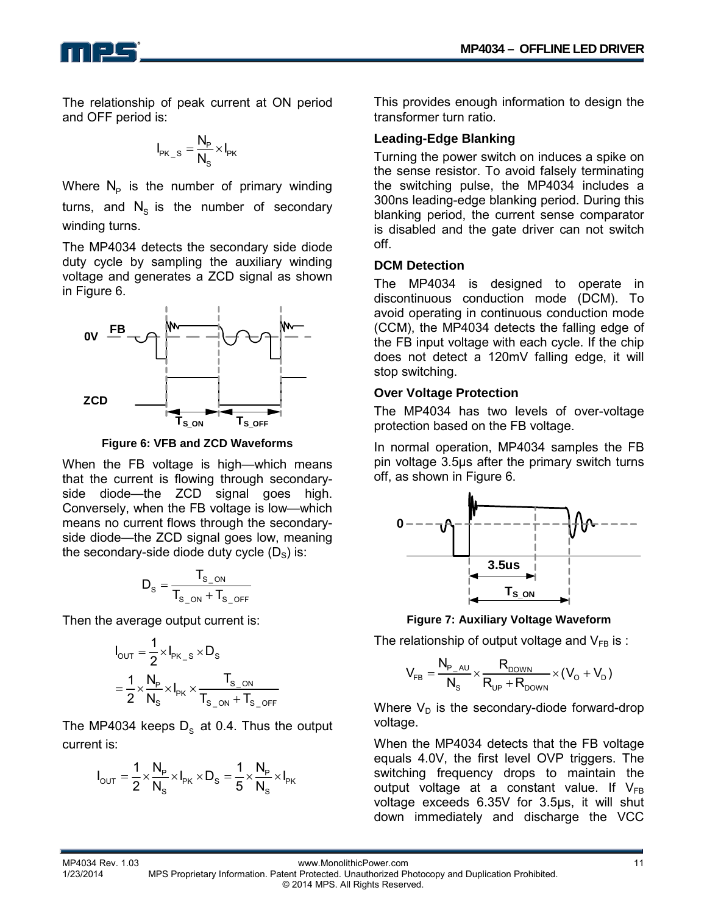The relationship of peak current at ON period and OFF period is:

$$I_{PK\_S} = \frac{N_P}{N_S} \times I_{PK}$$

Where $N_P$ is the number of primary winding turns, and $N_S$ is the number of secondary winding turns.

The MP4034 detects the secondary side diode duty cycle by sampling the auxiliary winding voltage and generates a ZCD signal as shown in Figure 6.

**Figure 6: VFB and ZCD Waveforms**

When the FB voltage is high—which means that the current is flowing through secondary-side diode—the ZCD signal goes high. Conversely, when the FB voltage is low—which means no current flows through the secondary-side diode—the ZCD signal goes low, meaning the secondary-side diode duty cycle ($D_S$) is:

$$D_S = \frac{T_{S\_ON}}{T_{S\_ON} + T_{S\_OFF}}$$

Then the average output current is:

$$I_{OUT} = \frac{1}{2} \times I_{PK\_S} \times D_S$$
$$= \frac{1}{2} \times \frac{N_P}{N_S} \times I_{PK} \times \frac{T_{S\_ON}}{T_{S\_ON} + T_{S\_OFF}}$$

The MP4034 keeps $D_S$ at 0.4. Thus the output current is:

$$I_{OUT} = \frac{1}{2} \times \frac{N_P}{N_S} \times I_{PK} \times D_S = \frac{1}{5} \times \frac{N_P}{N_S} \times I_{PK}$$

This provides enough information to design the transformer turn ratio.

### Leading-Edge Blanking

Turning the power switch on induces a spike on the sense resistor. To avoid falsely terminating the switching pulse, the MP4034 includes a 300ns leading-edge blanking period. During this blanking period, the current sense comparator is disabled and the gate driver can not switch off.

### DCM Detection

The MP4034 is designed to operate in discontinuous conduction mode (DCM). To avoid operating in continuous conduction mode (CCM), the MP4034 detects the falling edge of the FB input voltage with each cycle. If the chip does not detect a 120mV falling edge, it will stop switching.

### Over Voltage Protection

The MP4034 has two levels of over-voltage protection based on the FB voltage.

In normal operation, MP4034 samples the FB pin voltage 3.5μs after the primary switch turns off, as shown in Figure 6.

**Figure 7: Auxiliary Voltage Waveform**

The relationship of output voltage and $V_{FB}$ is :

$$V_{FB} = \frac{N_{P\_AU}}{N_S} \times \frac{R_{DOWN}}{R_{UP} + R_{DOWN}} \times (V_O + V_D)$$

Where $V_D$ is the secondary-diode forward-drop voltage.

When the MP4034 detects that the FB voltage equals 4.0V, the first level OVP triggers. The switching frequency drops to maintain the output voltage at a constant value. If $V_{FB}$ voltage exceeds 6.35V for 3.5μs, it will shut down immediately and discharge the VCC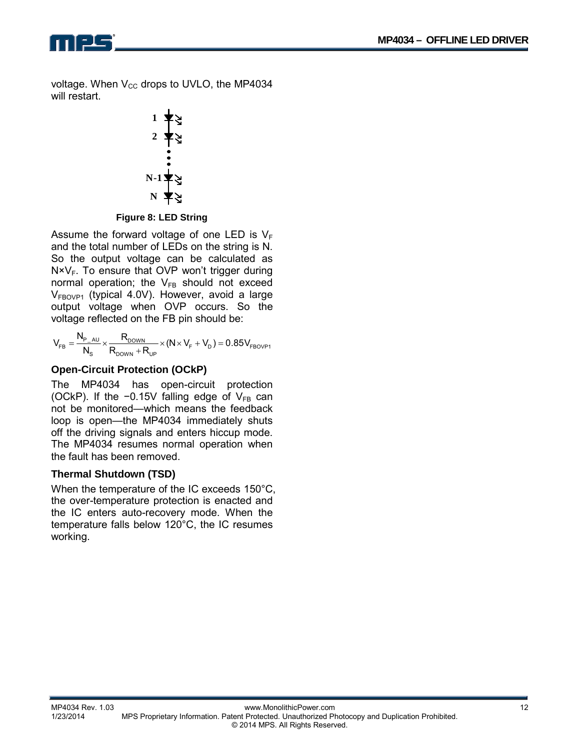voltage. When $V_{CC}$ drops to UVLO, the MP4034 will restart.

Figure 8: LED String

Assume the forward voltage of one LED is $V_F$ and the total number of LEDs on the string is N. So the output voltage can be calculated as $N \times V_F$. To ensure that OVP won't trigger during normal operation; the $V_{FB}$ should not exceed $V_{FBOVP1}$ (typical 4.0V). However, avoid a large output voltage when OVP occurs. So the voltage reflected on the FB pin should be:

$$V_{FB} = \frac{N_{P\_AU}}{N_S} \times \frac{R_{DOWN}}{R_{DOWN} + R_{UP}} \times (N \times V_F + V_D) = 0.85V_{FBOVP1}$$

### Open-Circuit Protection (OCkP)

The MP4034 has open-circuit protection (OCkP). If the −0.15V falling edge of $V_{FB}$ can not be monitored—which means the feedback loop is open—the MP4034 immediately shuts off the driving signals and enters hiccup mode. The MP4034 resumes normal operation when the fault has been removed.

### Thermal Shutdown (TSD)

When the temperature of the IC exceeds 150°C, the over-temperature protection is enacted and the IC enters auto-recovery mode. When the temperature falls below 120°C, the IC resumes working.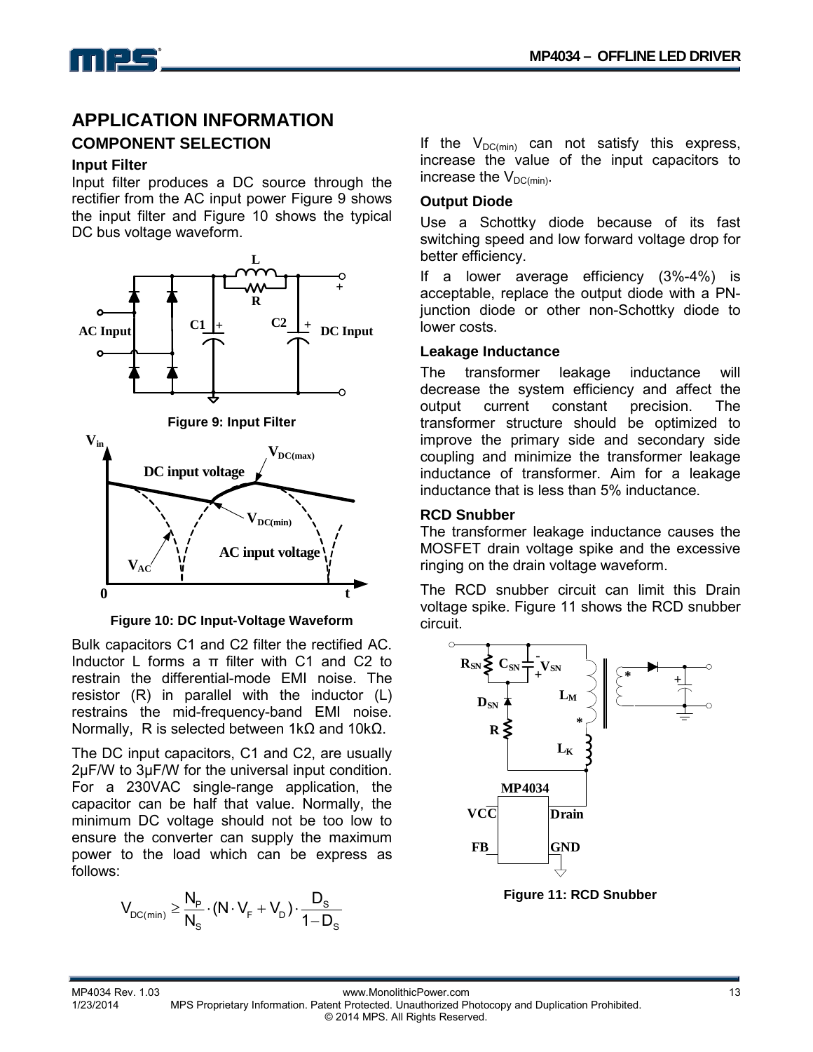## APPLICATION INFORMATION

### COMPONENT SELECTION

#### Input Filter

Input filter produces a DC source through the rectifier from the AC input power Figure 9 shows the input filter and Figure 10 shows the typical DC bus voltage waveform.

**Figure 9: Input Filter**

**Figure 10: DC Input-Voltage Waveform**

Bulk capacitors C1 and C2 filter the rectified AC. Inductor L forms a π filter with C1 and C2 to restrain the differential-mode EMI noise. The resistor (R) in parallel with the inductor (L) restrains the mid-frequency-band EMI noise. Normally, R is selected between 1kΩ and 10kΩ.

The DC input capacitors, C1 and C2, are usually 2μF/W to 3μF/W for the universal input condition. For a 230VAC single-range application, the capacitor can be half that value. Normally, the minimum DC voltage should not be too low to ensure the converter can supply the maximum power to the load which can be express as follows:

$$V_{DC(min)} \geq \frac{N_P}{N_S} \cdot (N \cdot V_F + V_D) \cdot \frac{D_S}{1 - D_S}$$

If the $V_{DC(min)}$ can not satisfy this express, increase the value of the input capacitors to increase the $V_{DC(min)}$.

#### Output Diode

Use a Schottky diode because of its fast switching speed and low forward voltage drop for better efficiency.

If a lower average efficiency (3%-4%) is acceptable, replace the output diode with a PN-junction diode or other non-Schottky diode to lower costs.

#### Leakage Inductance

The transformer leakage inductance will decrease the system efficiency and affect the output current constant precision. The transformer structure should be optimized to improve the primary side and secondary side coupling and minimize the transformer leakage inductance of transformer. Aim for a leakage inductance that is less than 5% inductance.

#### RCD Snubber

The transformer leakage inductance causes the MOSFET drain voltage spike and the excessive ringing on the drain voltage waveform.

The RCD snubber circuit can limit this Drain voltage spike. Figure 11 shows the RCD snubber circuit.

**Figure 11: RCD Snubber**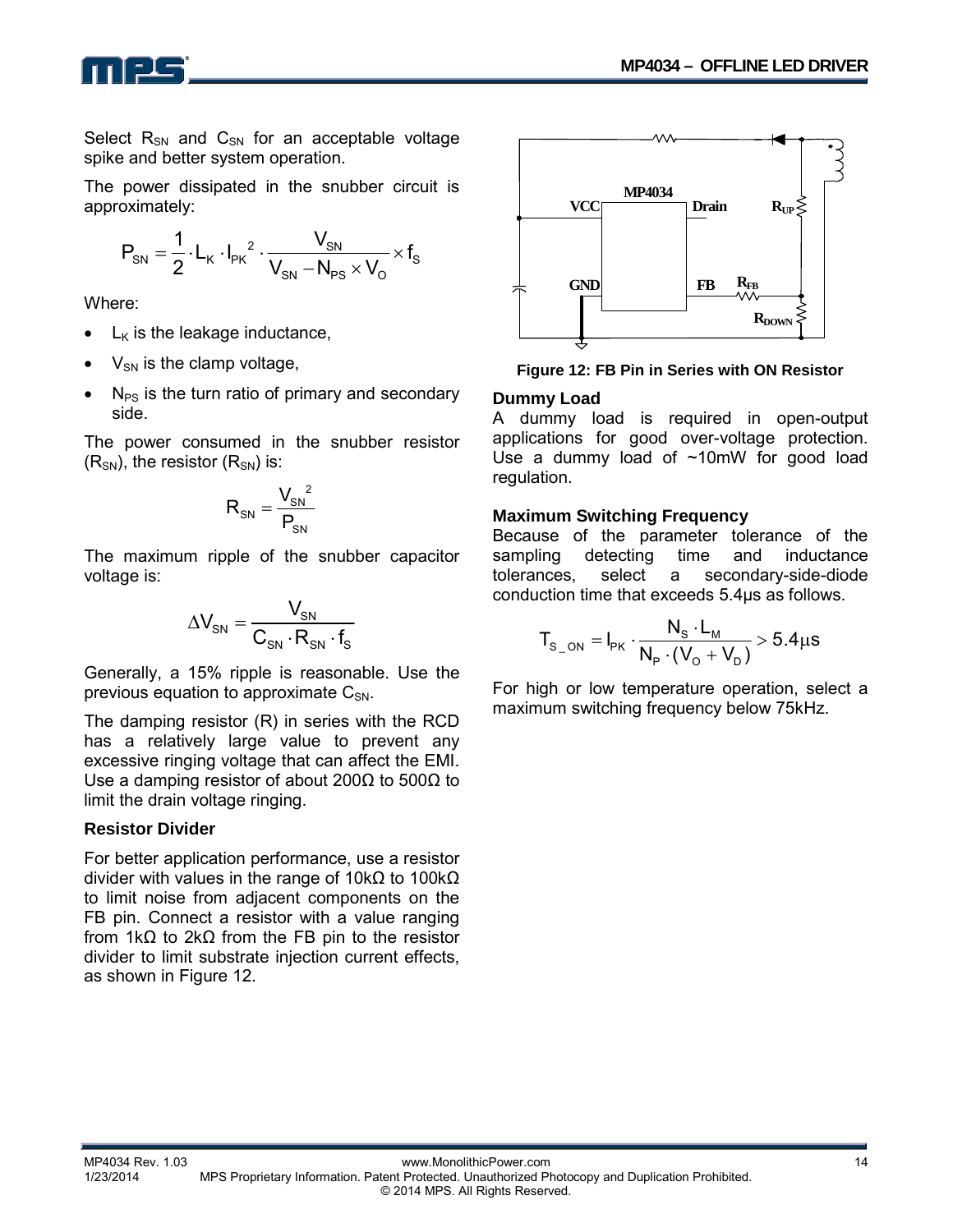Select $R_{SN}$ and $C_{SN}$ for an acceptable voltage spike and better system operation.

The power dissipated in the snubber circuit is approximately:

$$P_{SN} = \frac{1}{2} \cdot L_K \cdot I_{PK}^2 \cdot \frac{V_{SN}}{V_{SN} - N_{PS} \times V_O} \times f_S$$

Where:

- $L_K$ is the leakage inductance,
- $V_{SN}$ is the clamp voltage,
- $N_{PS}$ is the turn ratio of primary and secondary side.

The power consumed in the snubber resistor ($R_{SN}$), the resistor ($R_{SN}$) is:

$$R_{SN} = \frac{V_{SN}^2}{P_{SN}}$$

The maximum ripple of the snubber capacitor voltage is:

$$\Delta V_{SN} = \frac{V_{SN}}{C_{SN} \cdot R_{SN} \cdot f_S}$$

Generally, a 15% ripple is reasonable. Use the previous equation to approximate $C_{SN}$.

The damping resistor (R) in series with the RCD has a relatively large value to prevent any excessive ringing voltage that can affect the EMI. Use a damping resistor of about 200Ω to 500Ω to limit the drain voltage ringing.

### Resistor Divider

For better application performance, use a resistor divider with values in the range of 10kΩ to 100kΩ to limit noise from adjacent components on the FB pin. Connect a resistor with a value ranging from 1kΩ to 2kΩ from the FB pin to the resistor divider to limit substrate injection current effects, as shown in Figure 12.

**Figure 12: FB Pin in Series with ON Resistor**

### Dummy Load

A dummy load is required in open-output applications for good over-voltage protection. Use a dummy load of ~10mW for good load regulation.

### Maximum Switching Frequency

Because of the parameter tolerance of the sampling detecting time and inductance tolerances, select a secondary-side-diode conduction time that exceeds 5.4µs as follows.

$$T_{S\_ON} = I_{PK} \cdot \frac{N_S \cdot L_M}{N_P \cdot (V_O + V_D)} > 5.4\mu s$$

For high or low temperature operation, select a maximum switching frequency below 75kHz.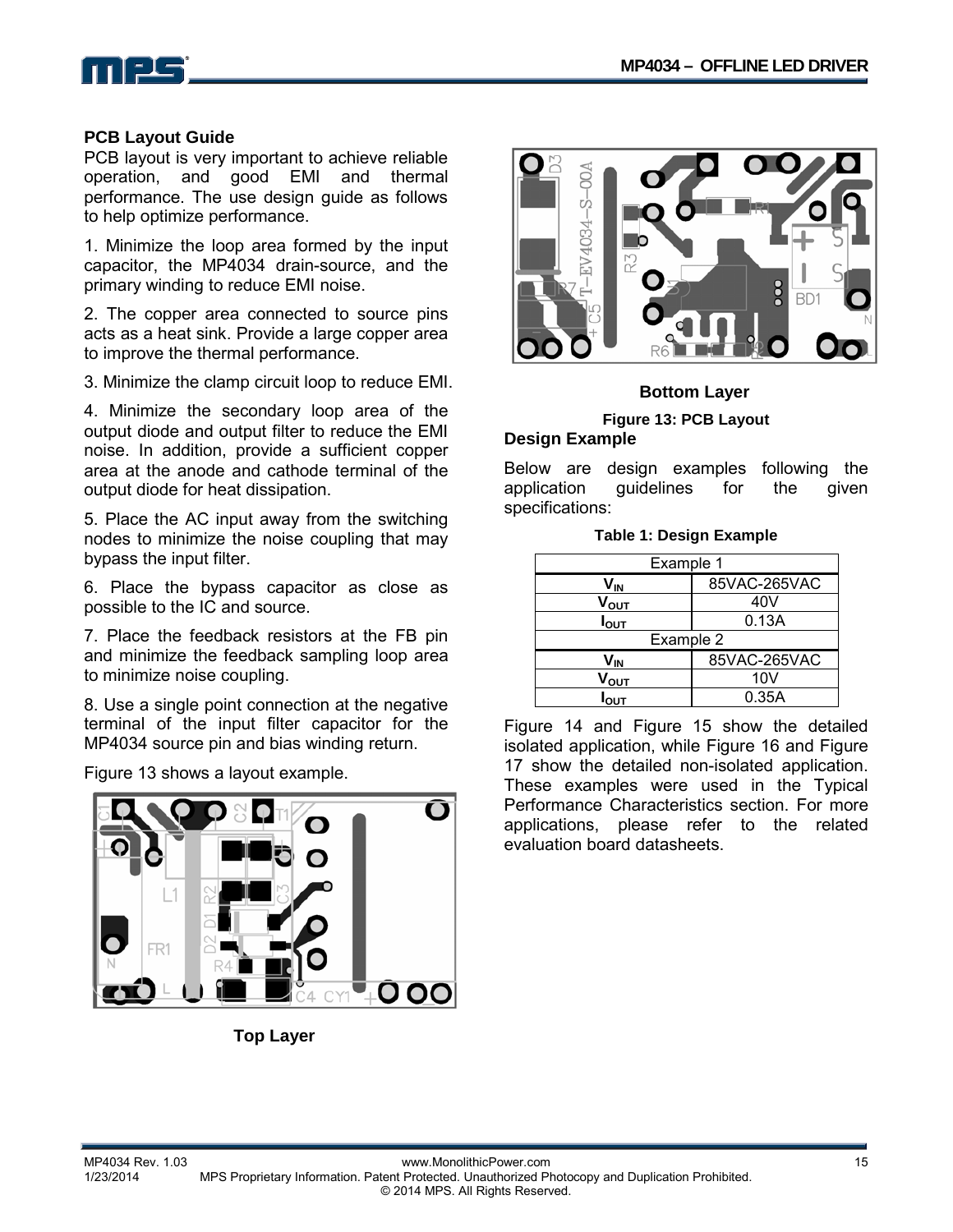## PCB Layout Guide

PCB layout is very important to achieve reliable operation, and good EMI and thermal performance. The use design guide as follows to help optimize performance.

1. Minimize the loop area formed by the input capacitor, the MP4034 drain-source, and the primary winding to reduce EMI noise.

2. The copper area connected to source pins acts as a heat sink. Provide a large copper area to improve the thermal performance.

3. Minimize the clamp circuit loop to reduce EMI.

4. Minimize the secondary loop area of the output diode and output filter to reduce the EMI noise. In addition, provide a sufficient copper area at the anode and cathode terminal of the output diode for heat dissipation.

5. Place the AC input away from the switching nodes to minimize the noise coupling that may bypass the input filter.

6. Place the bypass capacitor as close as possible to the IC and source.

7. Place the feedback resistors at the FB pin and minimize the feedback sampling loop area to minimize noise coupling.

8. Use a single point connection at the negative terminal of the input filter capacitor for the MP4034 source pin and bias winding return.

Figure 13 shows a layout example.

**Top Layer**

**Bottom Layer**

**Figure 13: PCB Layout**

## Design Example

Below are design examples following the application guidelines for the given specifications:

**Table 1: Design Example**

| Example 1 | |
|---|---|
| $V_{IN}$ | 85VAC-265VAC |
| $V_{OUT}$ | 40V |
| $I_{OUT}$ | 0.13A |
| Example 2 | |
| $V_{IN}$ | 85VAC-265VAC |
| $V_{OUT}$ | 10V |
| $I_{OUT}$ | 0.35A |

Figure 14 and Figure 15 show the detailed isolated application, while Figure 16 and Figure 17 show the detailed non-isolated application. These examples were used in the Typical Performance Characteristics section. For more applications, please refer to the related evaluation board datasheets.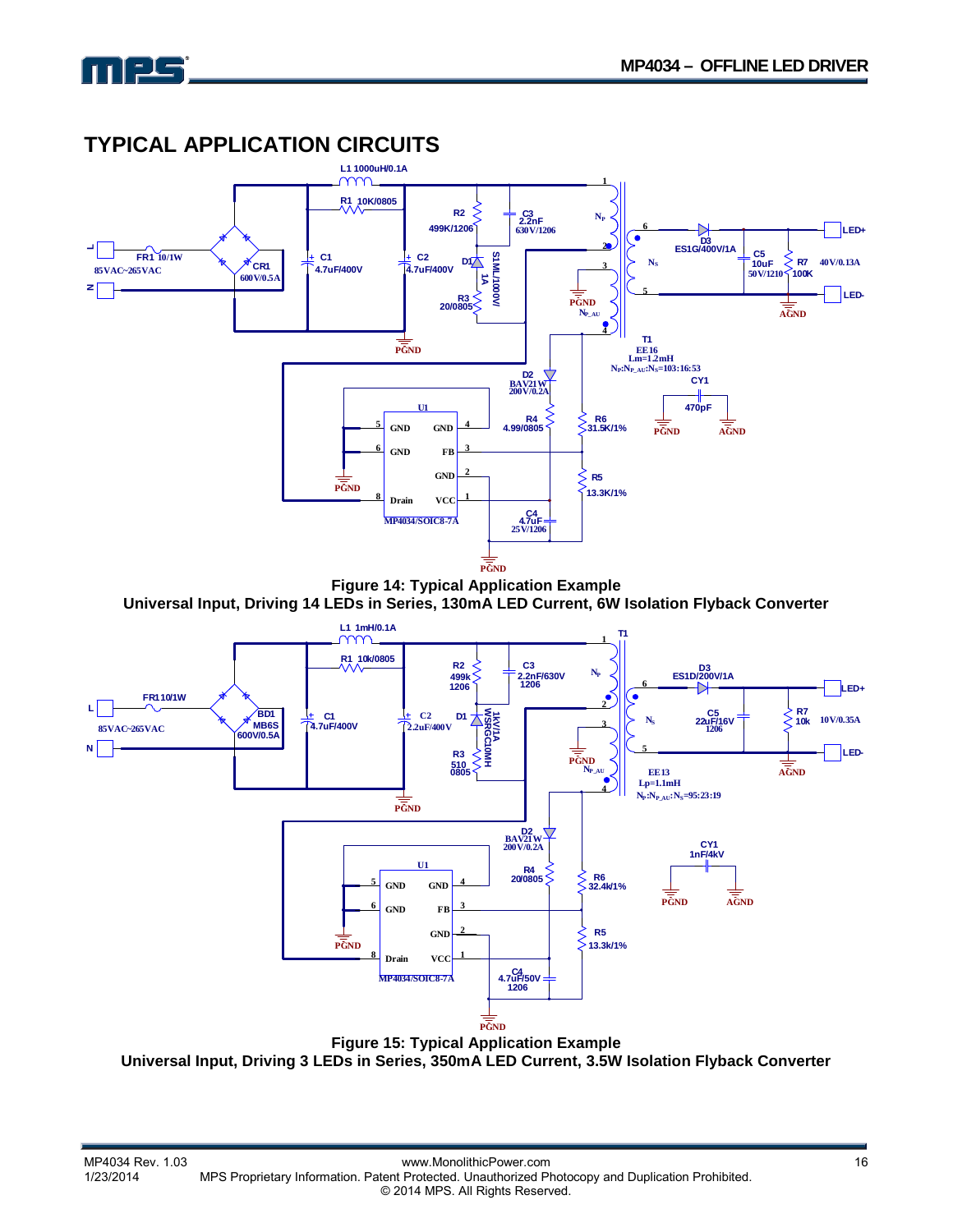## TYPICAL APPLICATION CIRCUITS

Figure 14: Typical Application Example
Universal Input, Driving 14 LEDs in Series, 130mA LED Current, 6W Isolation Flyback Converter

Figure 15: Typical Application Example
Universal Input, Driving 3 LEDs in Series, 350mA LED Current, 3.5W Isolation Flyback Converter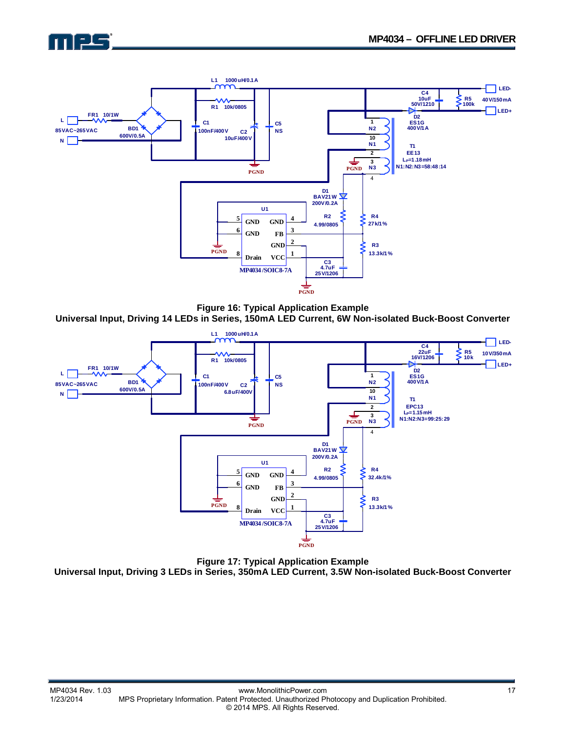Figure 16: Typical Application Example

Universal Input, Driving 14 LEDs in Series, 150mA LED Current, 6W Non-isolated Buck-Boost Converter

Figure 17: Typical Application Example

Universal Input, Driving 3 LEDs in Series, 350mA LED Current, 3.5W Non-isolated Buck-Boost Converter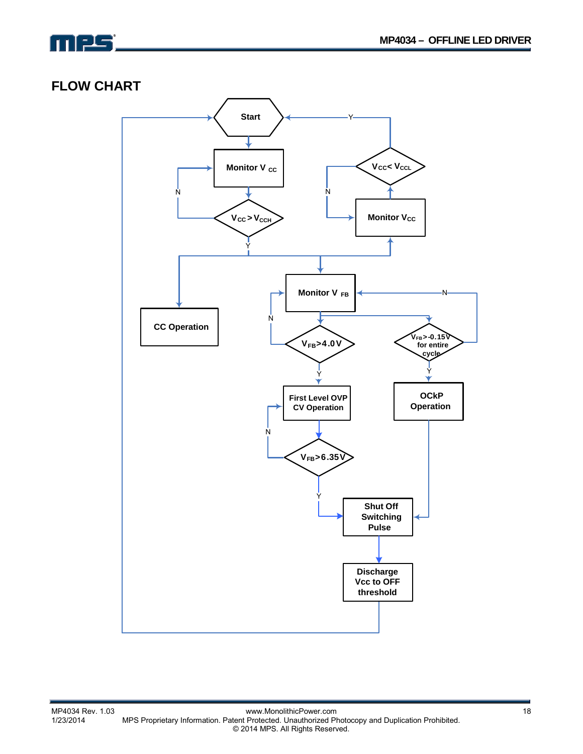## FLOW CHART

Start

Monitor $V_{CC}$

$V_{CC} > V_{CCH}$

N

Y

$V_{CC} < V_{CCL}$

Y

N

Monitor $V_{CC}$

CC Operation

Monitor $V_{FB}$

N

$V_{FB} > 4.0V$

Y

N

$V_{FB} > -0.15V$ for entire cycle

Y

First Level OVP CV Operation

N

$V_{FB} > 6.35V$

Y

OCkP Operation

Shut Off Switching Pulse

Discharge Vcc to OFF threshold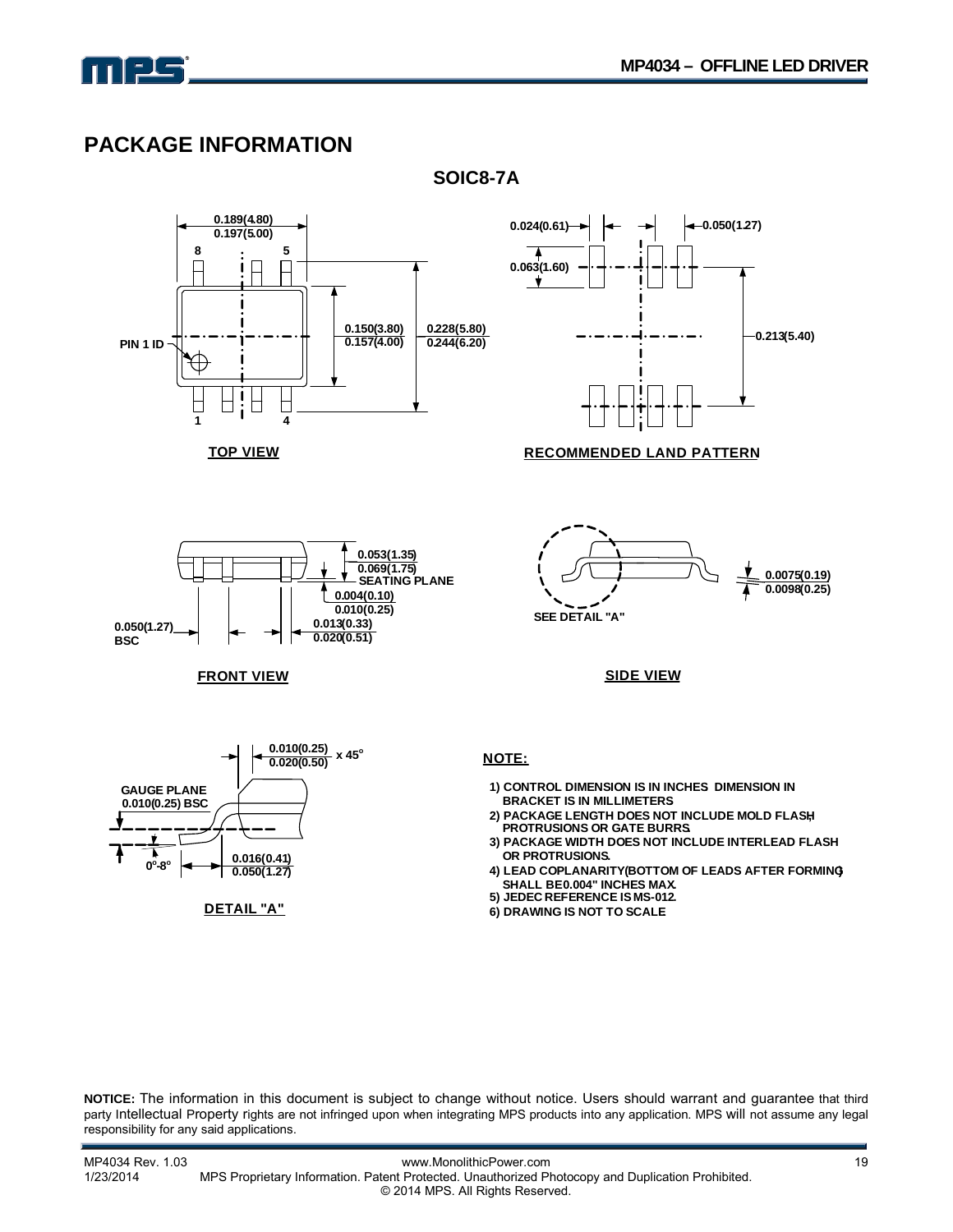## PACKAGE INFORMATION

### SOIC8-7A

0.189(4.80)
0.197(5.00)
8
5
PIN 1 ID
1
4
0.150(3.80)
0.157(4.00)
0.228(5.80)
0.244(6.20)

**TOP VIEW**

0.024(0.61)
0.050(1.27)
0.063(1.60)
0.213(5.40)

**RECOMMENDED LAND PATTERN**

0.053(1.35)
0.069(1.75)
SEATING PLANE
0.004(0.10)
0.010(0.25)
0.050(1.27) BSC
0.013(0.33)
0.020(0.51)

**FRONT VIEW**

SEE DETAIL "A"
0.0075(0.19)
0.0098(0.25)

**SIDE VIEW**

0.010(0.25)
0.020(0.50) x 45°
GAUGE PLANE
0.010(0.25) BSC
0°-8°
0.016(0.41)
0.050(1.27)

**DETAIL "A"**

**NOTE:**

1) CONTROL DIMENSION IS IN INCHES. DIMENSION IN BRACKET IS IN MILLIMETERS.
2) PACKAGE LENGTH DOES NOT INCLUDE MOLD FLASH, PROTRUSIONS OR GATE BURRS.
3) PACKAGE WIDTH DOES NOT INCLUDE INTERLEAD FLASH OR PROTRUSIONS.
4) LEAD COPLANARITY (BOTTOM OF LEADS AFTER FORMING) SHALL BE 0.004" INCHES MAX.
5) JEDEC REFERENCE IS MS-012.
6) DRAWING IS NOT TO SCALE.

**NOTICE:** The information in this document is subject to change without notice. Users should warrant and guarantee that third party Intellectual Property rights are not infringed upon when integrating MPS products into any application. MPS will not assume any legal responsibility for any said applications.